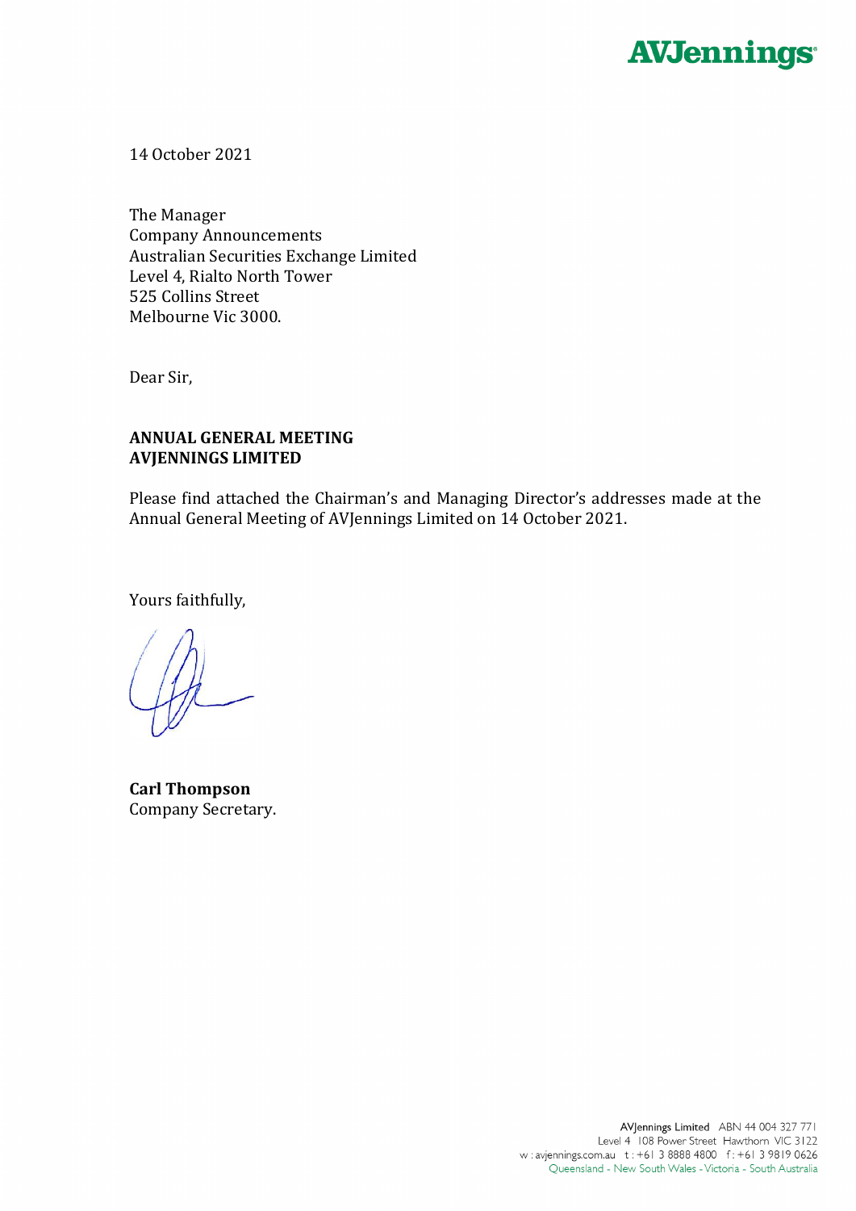AVJennings

14 October 2021

The Manager
Company Announcements
Australian Securities Exchange Limited
Level 4, Rialto North Tower
525 Collins Street
Melbourne Vic 3000.

Dear Sir,

**ANNUAL GENERAL MEETING**
**AVJENNINGS LIMITED**

Please find attached the Chairman's and Managing Director's addresses made at the Annual General Meeting of AVJennings Limited on 14 October 2021.

Yours faithfully,

**Carl Thompson**
Company Secretary.

AVJennings Limited ABN 44 004 327 771
Level 4 108 Power Street Hawthorn VIC 3122
w : avjennings.com.au t : +61 3 8888 4800 f : +61 3 9819 0626
Queensland - New South Wales - Victoria - South Australia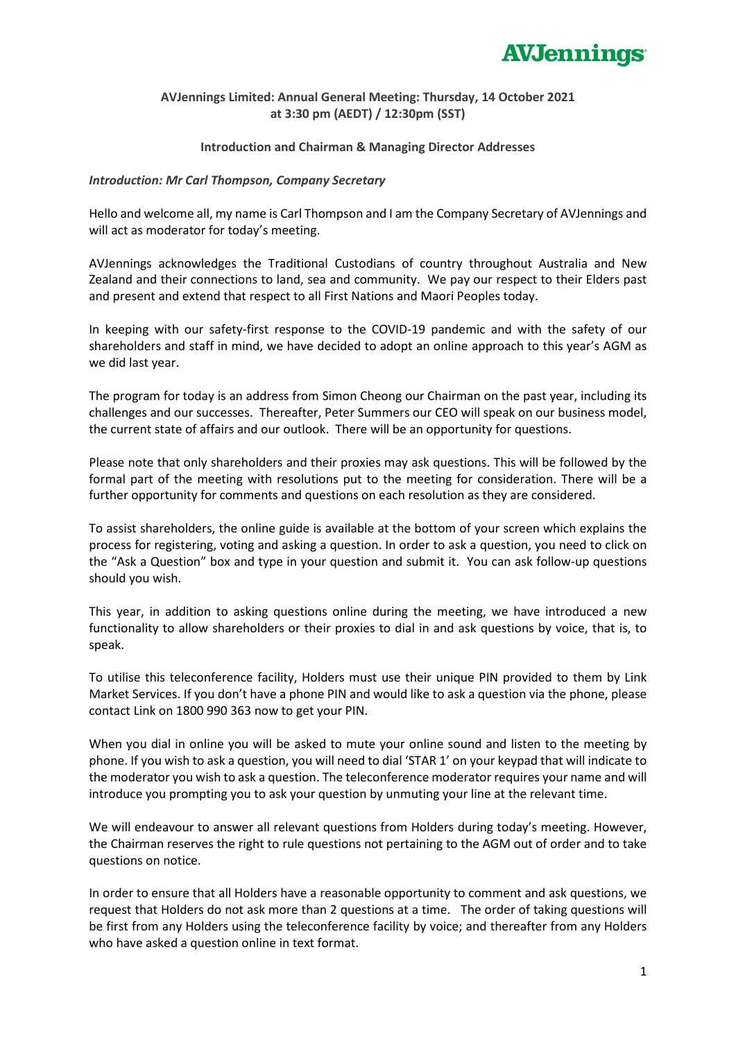**AVJennings Limited: Annual General Meeting: Thursday, 14 October 2021 at 3:30 pm (AEDT) / 12:30pm (SST)**

**Introduction and Chairman & Managing Director Addresses**

***Introduction: Mr Carl Thompson, Company Secretary***

Hello and welcome all, my name is Carl Thompson and I am the Company Secretary of AVJennings and will act as moderator for today's meeting.

AVJennings acknowledges the Traditional Custodians of country throughout Australia and New Zealand and their connections to land, sea and community. We pay our respect to their Elders past and present and extend that respect to all First Nations and Maori Peoples today.

In keeping with our safety-first response to the COVID-19 pandemic and with the safety of our shareholders and staff in mind, we have decided to adopt an online approach to this year's AGM as we did last year.

The program for today is an address from Simon Cheong our Chairman on the past year, including its challenges and our successes. Thereafter, Peter Summers our CEO will speak on our business model, the current state of affairs and our outlook. There will be an opportunity for questions.

Please note that only shareholders and their proxies may ask questions. This will be followed by the formal part of the meeting with resolutions put to the meeting for consideration. There will be a further opportunity for comments and questions on each resolution as they are considered.

To assist shareholders, the online guide is available at the bottom of your screen which explains the process for registering, voting and asking a question. In order to ask a question, you need to click on the "Ask a Question" box and type in your question and submit it. You can ask follow-up questions should you wish.

This year, in addition to asking questions online during the meeting, we have introduced a new functionality to allow shareholders or their proxies to dial in and ask questions by voice, that is, to speak.

To utilise this teleconference facility, Holders must use their unique PIN provided to them by Link Market Services. If you don't have a phone PIN and would like to ask a question via the phone, please contact Link on 1800 990 363 now to get your PIN.

When you dial in online you will be asked to mute your online sound and listen to the meeting by phone. If you wish to ask a question, you will need to dial 'STAR 1' on your keypad that will indicate to the moderator you wish to ask a question. The teleconference moderator requires your name and will introduce you prompting you to ask your question by unmuting your line at the relevant time.

We will endeavour to answer all relevant questions from Holders during today's meeting. However, the Chairman reserves the right to rule questions not pertaining to the AGM out of order and to take questions on notice.

In order to ensure that all Holders have a reasonable opportunity to comment and ask questions, we request that Holders do not ask more than 2 questions at a time. The order of taking questions will be first from any Holders using the teleconference facility by voice; and thereafter from any Holders who have asked a question online in text format.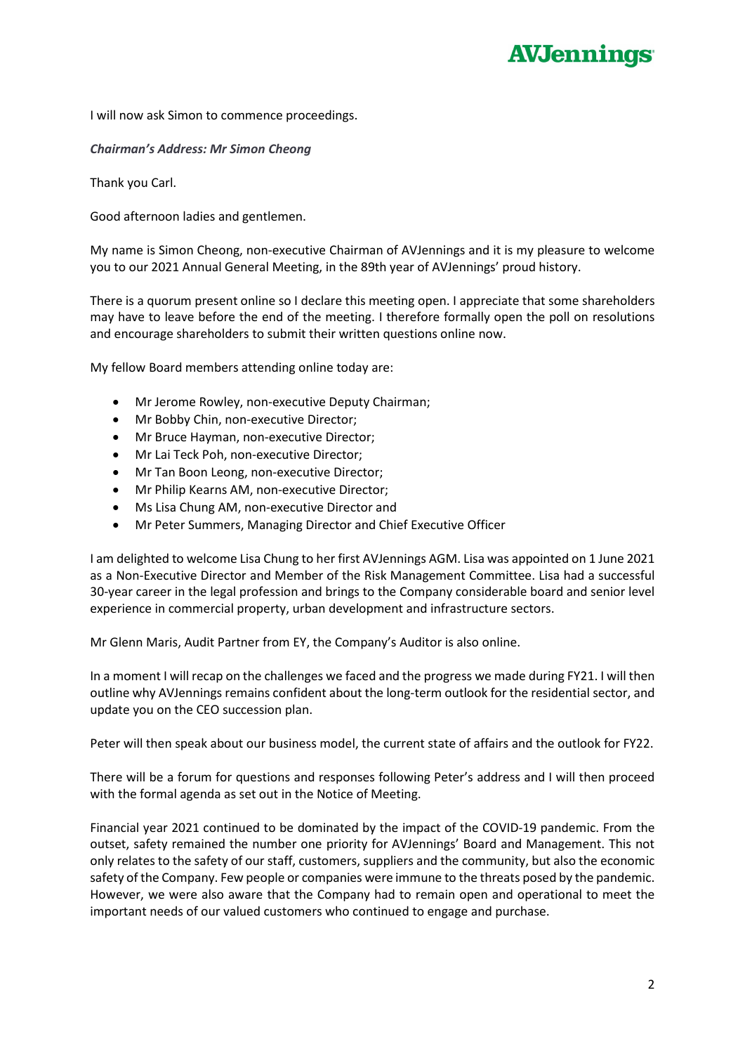I will now ask Simon to commence proceedings.

***Chairman's Address: Mr Simon Cheong***

Thank you Carl.

Good afternoon ladies and gentlemen.

My name is Simon Cheong, non-executive Chairman of AVJennings and it is my pleasure to welcome you to our 2021 Annual General Meeting, in the 89th year of AVJennings' proud history.

There is a quorum present online so I declare this meeting open. I appreciate that some shareholders may have to leave before the end of the meeting. I therefore formally open the poll on resolutions and encourage shareholders to submit their written questions online now.

My fellow Board members attending online today are:

- Mr Jerome Rowley, non-executive Deputy Chairman;
- Mr Bobby Chin, non-executive Director;
- Mr Bruce Hayman, non-executive Director;
- Mr Lai Teck Poh, non-executive Director;
- Mr Tan Boon Leong, non-executive Director;
- Mr Philip Kearns AM, non-executive Director;
- Ms Lisa Chung AM, non-executive Director and
- Mr Peter Summers, Managing Director and Chief Executive Officer

I am delighted to welcome Lisa Chung to her first AVJennings AGM. Lisa was appointed on 1 June 2021 as a Non-Executive Director and Member of the Risk Management Committee. Lisa had a successful 30-year career in the legal profession and brings to the Company considerable board and senior level experience in commercial property, urban development and infrastructure sectors.

Mr Glenn Maris, Audit Partner from EY, the Company's Auditor is also online.

In a moment I will recap on the challenges we faced and the progress we made during FY21. I will then outline why AVJennings remains confident about the long-term outlook for the residential sector, and update you on the CEO succession plan.

Peter will then speak about our business model, the current state of affairs and the outlook for FY22.

There will be a forum for questions and responses following Peter's address and I will then proceed with the formal agenda as set out in the Notice of Meeting.

Financial year 2021 continued to be dominated by the impact of the COVID-19 pandemic. From the outset, safety remained the number one priority for AVJennings' Board and Management. This not only relates to the safety of our staff, customers, suppliers and the community, but also the economic safety of the Company. Few people or companies were immune to the threats posed by the pandemic. However, we were also aware that the Company had to remain open and operational to meet the important needs of our valued customers who continued to engage and purchase.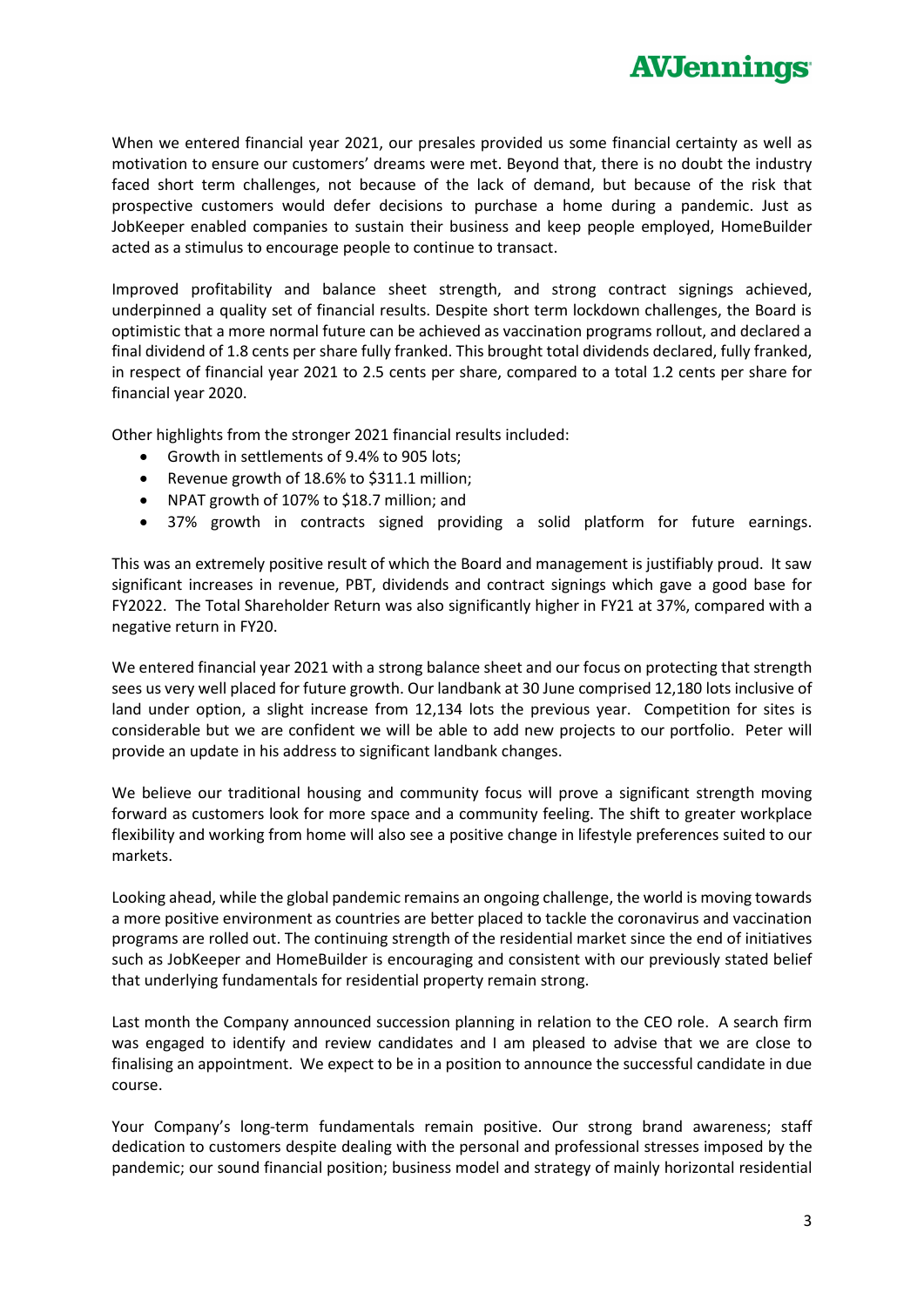When we entered financial year 2021, our presales provided us some financial certainty as well as motivation to ensure our customers' dreams were met. Beyond that, there is no doubt the industry faced short term challenges, not because of the lack of demand, but because of the risk that prospective customers would defer decisions to purchase a home during a pandemic. Just as JobKeeper enabled companies to sustain their business and keep people employed, HomeBuilder acted as a stimulus to encourage people to continue to transact.

Improved profitability and balance sheet strength, and strong contract signings achieved, underpinned a quality set of financial results. Despite short term lockdown challenges, the Board is optimistic that a more normal future can be achieved as vaccination programs rollout, and declared a final dividend of 1.8 cents per share fully franked. This brought total dividends declared, fully franked, in respect of financial year 2021 to 2.5 cents per share, compared to a total 1.2 cents per share for financial year 2020.

Other highlights from the stronger 2021 financial results included:

- Growth in settlements of 9.4% to 905 lots;
- Revenue growth of 18.6% to $311.1 million;
- NPAT growth of 107% to $18.7 million; and
- 37% growth in contracts signed providing a solid platform for future earnings.

This was an extremely positive result of which the Board and management is justifiably proud. It saw significant increases in revenue, PBT, dividends and contract signings which gave a good base for FY2022. The Total Shareholder Return was also significantly higher in FY21 at 37%, compared with a negative return in FY20.

We entered financial year 2021 with a strong balance sheet and our focus on protecting that strength sees us very well placed for future growth. Our landbank at 30 June comprised 12,180 lots inclusive of land under option, a slight increase from 12,134 lots the previous year. Competition for sites is considerable but we are confident we will be able to add new projects to our portfolio. Peter will provide an update in his address to significant landbank changes.

We believe our traditional housing and community focus will prove a significant strength moving forward as customers look for more space and a community feeling. The shift to greater workplace flexibility and working from home will also see a positive change in lifestyle preferences suited to our markets.

Looking ahead, while the global pandemic remains an ongoing challenge, the world is moving towards a more positive environment as countries are better placed to tackle the coronavirus and vaccination programs are rolled out. The continuing strength of the residential market since the end of initiatives such as JobKeeper and HomeBuilder is encouraging and consistent with our previously stated belief that underlying fundamentals for residential property remain strong.

Last month the Company announced succession planning in relation to the CEO role. A search firm was engaged to identify and review candidates and I am pleased to advise that we are close to finalising an appointment. We expect to be in a position to announce the successful candidate in due course.

Your Company's long-term fundamentals remain positive. Our strong brand awareness; staff dedication to customers despite dealing with the personal and professional stresses imposed by the pandemic; our sound financial position; business model and strategy of mainly horizontal residential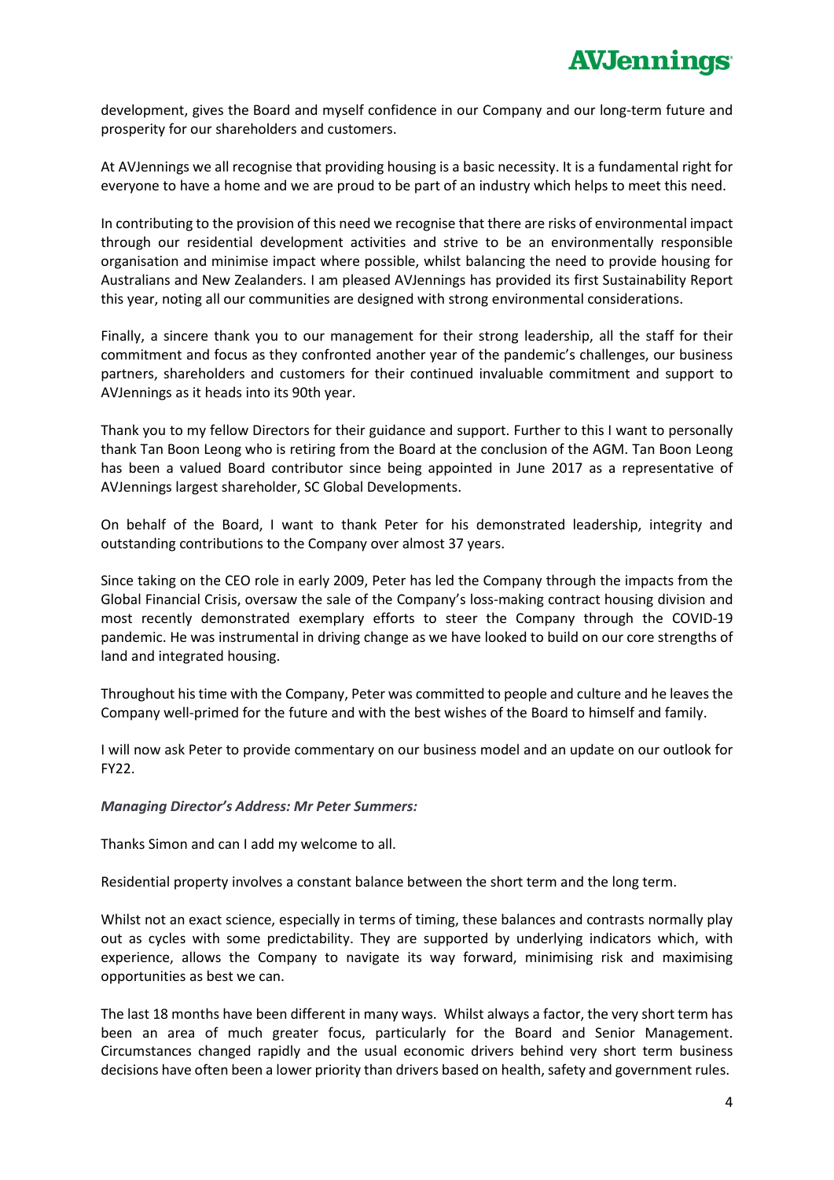development, gives the Board and myself confidence in our Company and our long-term future and prosperity for our shareholders and customers.

At AVJennings we all recognise that providing housing is a basic necessity. It is a fundamental right for everyone to have a home and we are proud to be part of an industry which helps to meet this need.

In contributing to the provision of this need we recognise that there are risks of environmental impact through our residential development activities and strive to be an environmentally responsible organisation and minimise impact where possible, whilst balancing the need to provide housing for Australians and New Zealanders. I am pleased AVJennings has provided its first Sustainability Report this year, noting all our communities are designed with strong environmental considerations.

Finally, a sincere thank you to our management for their strong leadership, all the staff for their commitment and focus as they confronted another year of the pandemic's challenges, our business partners, shareholders and customers for their continued invaluable commitment and support to AVJennings as it heads into its 90th year.

Thank you to my fellow Directors for their guidance and support. Further to this I want to personally thank Tan Boon Leong who is retiring from the Board at the conclusion of the AGM. Tan Boon Leong has been a valued Board contributor since being appointed in June 2017 as a representative of AVJennings largest shareholder, SC Global Developments.

On behalf of the Board, I want to thank Peter for his demonstrated leadership, integrity and outstanding contributions to the Company over almost 37 years.

Since taking on the CEO role in early 2009, Peter has led the Company through the impacts from the Global Financial Crisis, oversaw the sale of the Company's loss-making contract housing division and most recently demonstrated exemplary efforts to steer the Company through the COVID-19 pandemic. He was instrumental in driving change as we have looked to build on our core strengths of land and integrated housing.

Throughout his time with the Company, Peter was committed to people and culture and he leaves the Company well-primed for the future and with the best wishes of the Board to himself and family.

I will now ask Peter to provide commentary on our business model and an update on our outlook for FY22.

***Managing Director's Address: Mr Peter Summers:***

Thanks Simon and can I add my welcome to all.

Residential property involves a constant balance between the short term and the long term.

Whilst not an exact science, especially in terms of timing, these balances and contrasts normally play out as cycles with some predictability. They are supported by underlying indicators which, with experience, allows the Company to navigate its way forward, minimising risk and maximising opportunities as best we can.

The last 18 months have been different in many ways. Whilst always a factor, the very short term has been an area of much greater focus, particularly for the Board and Senior Management. Circumstances changed rapidly and the usual economic drivers behind very short term business decisions have often been a lower priority than drivers based on health, safety and government rules.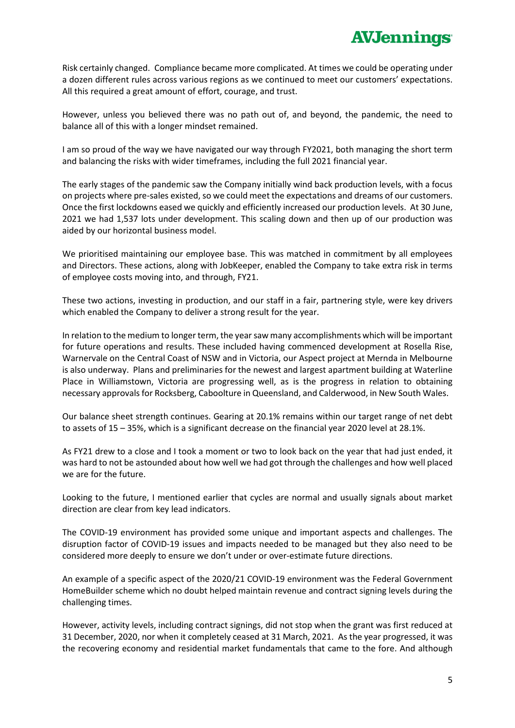Risk certainly changed. Compliance became more complicated. At times we could be operating under a dozen different rules across various regions as we continued to meet our customers' expectations. All this required a great amount of effort, courage, and trust.

However, unless you believed there was no path out of, and beyond, the pandemic, the need to balance all of this with a longer mindset remained.

I am so proud of the way we have navigated our way through FY2021, both managing the short term and balancing the risks with wider timeframes, including the full 2021 financial year.

The early stages of the pandemic saw the Company initially wind back production levels, with a focus on projects where pre-sales existed, so we could meet the expectations and dreams of our customers. Once the first lockdowns eased we quickly and efficiently increased our production levels. At 30 June, 2021 we had 1,537 lots under development. This scaling down and then up of our production was aided by our horizontal business model.

We prioritised maintaining our employee base. This was matched in commitment by all employees and Directors. These actions, along with JobKeeper, enabled the Company to take extra risk in terms of employee costs moving into, and through, FY21.

These two actions, investing in production, and our staff in a fair, partnering style, were key drivers which enabled the Company to deliver a strong result for the year.

In relation to the medium to longer term, the year saw many accomplishments which will be important for future operations and results. These included having commenced development at Rosella Rise, Warnervale on the Central Coast of NSW and in Victoria, our Aspect project at Mernda in Melbourne is also underway. Plans and preliminaries for the newest and largest apartment building at Waterline Place in Williamstown, Victoria are progressing well, as is the progress in relation to obtaining necessary approvals for Rocksberg, Caboolture in Queensland, and Calderwood, in New South Wales.

Our balance sheet strength continues. Gearing at 20.1% remains within our target range of net debt to assets of 15 – 35%, which is a significant decrease on the financial year 2020 level at 28.1%.

As FY21 drew to a close and I took a moment or two to look back on the year that had just ended, it was hard to not be astounded about how well we had got through the challenges and how well placed we are for the future.

Looking to the future, I mentioned earlier that cycles are normal and usually signals about market direction are clear from key lead indicators.

The COVID-19 environment has provided some unique and important aspects and challenges. The disruption factor of COVID-19 issues and impacts needed to be managed but they also need to be considered more deeply to ensure we don't under or over-estimate future directions.

An example of a specific aspect of the 2020/21 COVID-19 environment was the Federal Government HomeBuilder scheme which no doubt helped maintain revenue and contract signing levels during the challenging times.

However, activity levels, including contract signings, did not stop when the grant was first reduced at 31 December, 2020, nor when it completely ceased at 31 March, 2021. As the year progressed, it was the recovering economy and residential market fundamentals that came to the fore. And although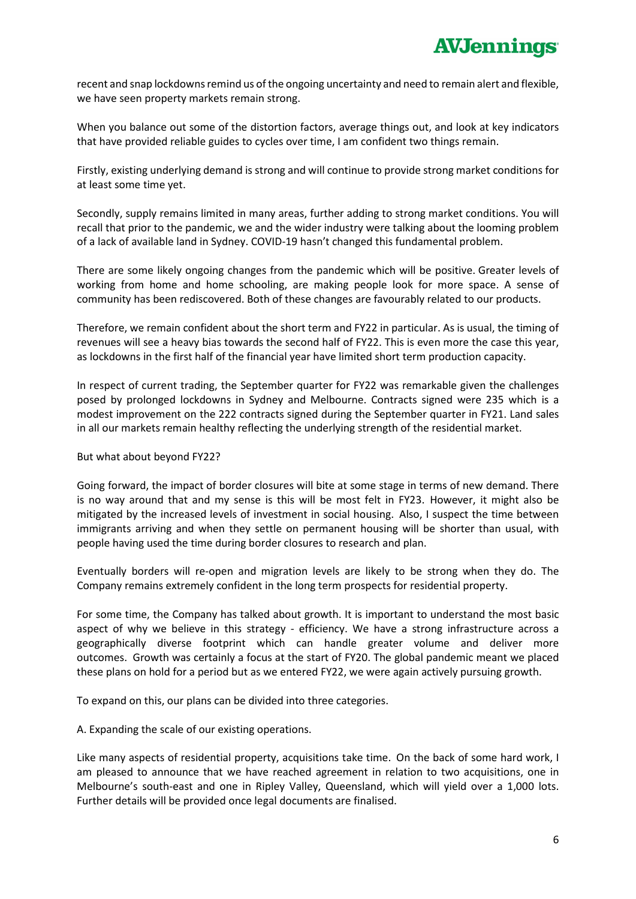recent and snap lockdowns remind us of the ongoing uncertainty and need to remain alert and flexible, we have seen property markets remain strong.

When you balance out some of the distortion factors, average things out, and look at key indicators that have provided reliable guides to cycles over time, I am confident two things remain.

Firstly, existing underlying demand is strong and will continue to provide strong market conditions for at least some time yet.

Secondly, supply remains limited in many areas, further adding to strong market conditions. You will recall that prior to the pandemic, we and the wider industry were talking about the looming problem of a lack of available land in Sydney. COVID-19 hasn't changed this fundamental problem.

There are some likely ongoing changes from the pandemic which will be positive. Greater levels of working from home and home schooling, are making people look for more space. A sense of community has been rediscovered. Both of these changes are favourably related to our products.

Therefore, we remain confident about the short term and FY22 in particular. As is usual, the timing of revenues will see a heavy bias towards the second half of FY22. This is even more the case this year, as lockdowns in the first half of the financial year have limited short term production capacity.

In respect of current trading, the September quarter for FY22 was remarkable given the challenges posed by prolonged lockdowns in Sydney and Melbourne. Contracts signed were 235 which is a modest improvement on the 222 contracts signed during the September quarter in FY21. Land sales in all our markets remain healthy reflecting the underlying strength of the residential market.

But what about beyond FY22?

Going forward, the impact of border closures will bite at some stage in terms of new demand. There is no way around that and my sense is this will be most felt in FY23. However, it might also be mitigated by the increased levels of investment in social housing. Also, I suspect the time between immigrants arriving and when they settle on permanent housing will be shorter than usual, with people having used the time during border closures to research and plan.

Eventually borders will re-open and migration levels are likely to be strong when they do. The Company remains extremely confident in the long term prospects for residential property.

For some time, the Company has talked about growth. It is important to understand the most basic aspect of why we believe in this strategy - efficiency. We have a strong infrastructure across a geographically diverse footprint which can handle greater volume and deliver more outcomes. Growth was certainly a focus at the start of FY20. The global pandemic meant we placed these plans on hold for a period but as we entered FY22, we were again actively pursuing growth.

To expand on this, our plans can be divided into three categories.

A. Expanding the scale of our existing operations.

Like many aspects of residential property, acquisitions take time. On the back of some hard work, I am pleased to announce that we have reached agreement in relation to two acquisitions, one in Melbourne's south-east and one in Ripley Valley, Queensland, which will yield over a 1,000 lots. Further details will be provided once legal documents are finalised.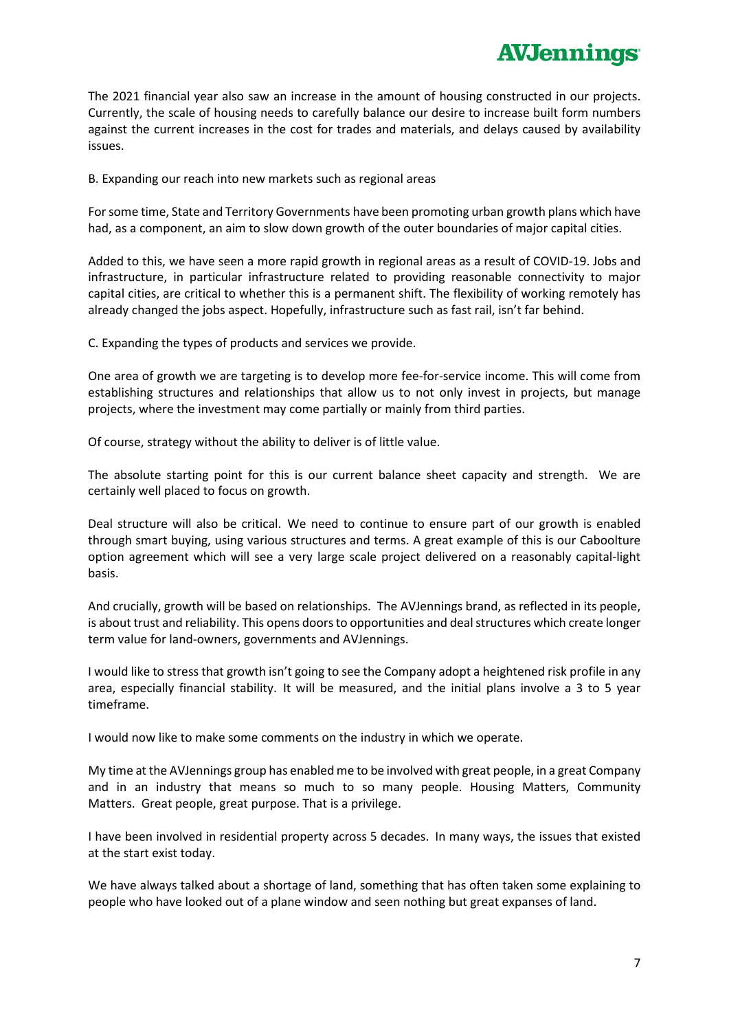The 2021 financial year also saw an increase in the amount of housing constructed in our projects. Currently, the scale of housing needs to carefully balance our desire to increase built form numbers against the current increases in the cost for trades and materials, and delays caused by availability issues.

B. Expanding our reach into new markets such as regional areas

For some time, State and Territory Governments have been promoting urban growth plans which have had, as a component, an aim to slow down growth of the outer boundaries of major capital cities.

Added to this, we have seen a more rapid growth in regional areas as a result of COVID-19. Jobs and infrastructure, in particular infrastructure related to providing reasonable connectivity to major capital cities, are critical to whether this is a permanent shift. The flexibility of working remotely has already changed the jobs aspect. Hopefully, infrastructure such as fast rail, isn't far behind.

C. Expanding the types of products and services we provide.

One area of growth we are targeting is to develop more fee-for-service income. This will come from establishing structures and relationships that allow us to not only invest in projects, but manage projects, where the investment may come partially or mainly from third parties.

Of course, strategy without the ability to deliver is of little value.

The absolute starting point for this is our current balance sheet capacity and strength. We are certainly well placed to focus on growth.

Deal structure will also be critical. We need to continue to ensure part of our growth is enabled through smart buying, using various structures and terms. A great example of this is our Caboolture option agreement which will see a very large scale project delivered on a reasonably capital-light basis.

And crucially, growth will be based on relationships. The AVJennings brand, as reflected in its people, is about trust and reliability. This opens doors to opportunities and deal structures which create longer term value for land-owners, governments and AVJennings.

I would like to stress that growth isn't going to see the Company adopt a heightened risk profile in any area, especially financial stability. It will be measured, and the initial plans involve a 3 to 5 year timeframe.

I would now like to make some comments on the industry in which we operate.

My time at the AVJennings group has enabled me to be involved with great people, in a great Company and in an industry that means so much to so many people. Housing Matters, Community Matters. Great people, great purpose. That is a privilege.

I have been involved in residential property across 5 decades. In many ways, the issues that existed at the start exist today.

We have always talked about a shortage of land, something that has often taken some explaining to people who have looked out of a plane window and seen nothing but great expanses of land.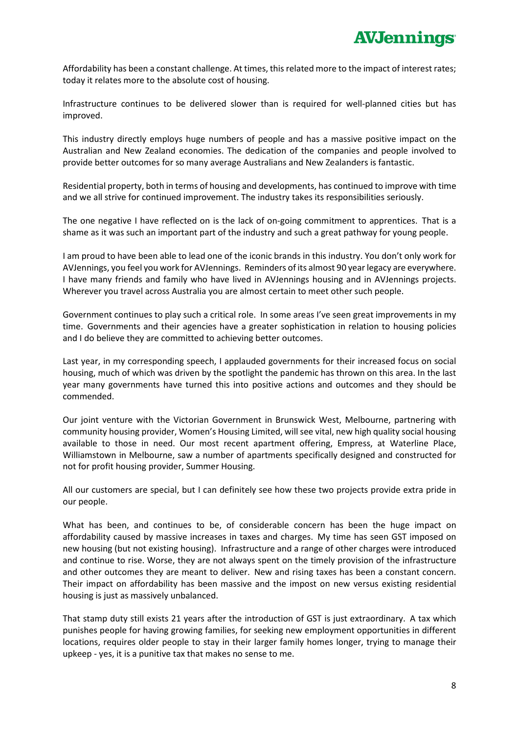Affordability has been a constant challenge. At times, this related more to the impact of interest rates; today it relates more to the absolute cost of housing.

Infrastructure continues to be delivered slower than is required for well-planned cities but has improved.

This industry directly employs huge numbers of people and has a massive positive impact on the Australian and New Zealand economies. The dedication of the companies and people involved to provide better outcomes for so many average Australians and New Zealanders is fantastic.

Residential property, both in terms of housing and developments, has continued to improve with time and we all strive for continued improvement. The industry takes its responsibilities seriously.

The one negative I have reflected on is the lack of on-going commitment to apprentices. That is a shame as it was such an important part of the industry and such a great pathway for young people.

I am proud to have been able to lead one of the iconic brands in this industry. You don't only work for AVJennings, you feel you work for AVJennings. Reminders of its almost 90 year legacy are everywhere. I have many friends and family who have lived in AVJennings housing and in AVJennings projects. Wherever you travel across Australia you are almost certain to meet other such people.

Government continues to play such a critical role. In some areas I've seen great improvements in my time. Governments and their agencies have a greater sophistication in relation to housing policies and I do believe they are committed to achieving better outcomes.

Last year, in my corresponding speech, I applauded governments for their increased focus on social housing, much of which was driven by the spotlight the pandemic has thrown on this area. In the last year many governments have turned this into positive actions and outcomes and they should be commended.

Our joint venture with the Victorian Government in Brunswick West, Melbourne, partnering with community housing provider, Women's Housing Limited, will see vital, new high quality social housing available to those in need. Our most recent apartment offering, Empress, at Waterline Place, Williamstown in Melbourne, saw a number of apartments specifically designed and constructed for not for profit housing provider, Summer Housing.

All our customers are special, but I can definitely see how these two projects provide extra pride in our people.

What has been, and continues to be, of considerable concern has been the huge impact on affordability caused by massive increases in taxes and charges. My time has seen GST imposed on new housing (but not existing housing). Infrastructure and a range of other charges were introduced and continue to rise. Worse, they are not always spent on the timely provision of the infrastructure and other outcomes they are meant to deliver. New and rising taxes has been a constant concern. Their impact on affordability has been massive and the impost on new versus existing residential housing is just as massively unbalanced.

That stamp duty still exists 21 years after the introduction of GST is just extraordinary. A tax which punishes people for having growing families, for seeking new employment opportunities in different locations, requires older people to stay in their larger family homes longer, trying to manage their upkeep - yes, it is a punitive tax that makes no sense to me.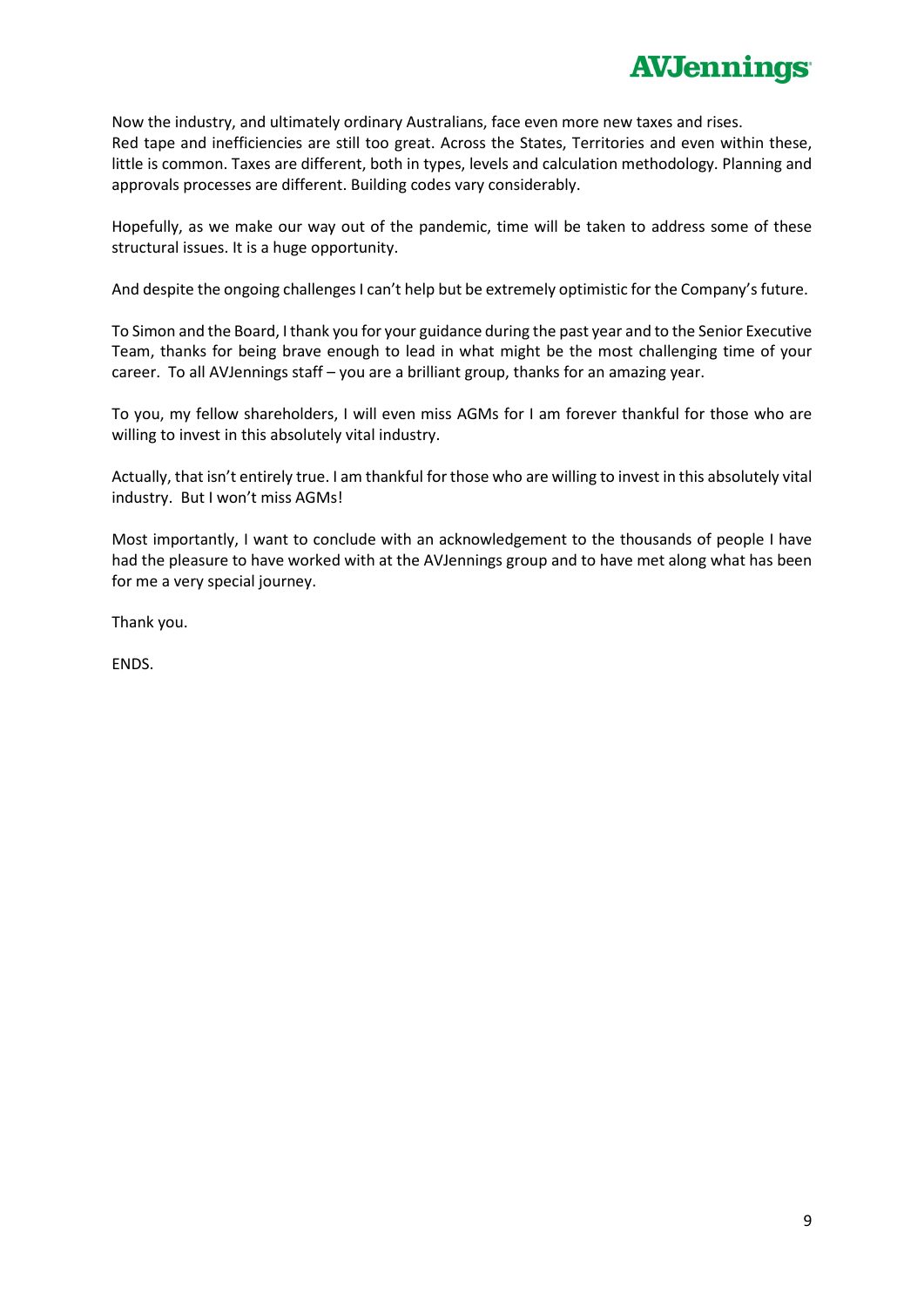Now the industry, and ultimately ordinary Australians, face even more new taxes and rises.
Red tape and inefficiencies are still too great. Across the States, Territories and even within these, little is common. Taxes are different, both in types, levels and calculation methodology. Planning and approvals processes are different. Building codes vary considerably.

Hopefully, as we make our way out of the pandemic, time will be taken to address some of these structural issues. It is a huge opportunity.

And despite the ongoing challenges I can't help but be extremely optimistic for the Company's future.

To Simon and the Board, I thank you for your guidance during the past year and to the Senior Executive Team, thanks for being brave enough to lead in what might be the most challenging time of your career. To all AVJennings staff – you are a brilliant group, thanks for an amazing year.

To you, my fellow shareholders, I will even miss AGMs for I am forever thankful for those who are willing to invest in this absolutely vital industry.

Actually, that isn't entirely true. I am thankful for those who are willing to invest in this absolutely vital industry. But I won't miss AGMs!

Most importantly, I want to conclude with an acknowledgement to the thousands of people I have had the pleasure to have worked with at the AVJennings group and to have met along what has been for me a very special journey.

Thank you.

ENDS.